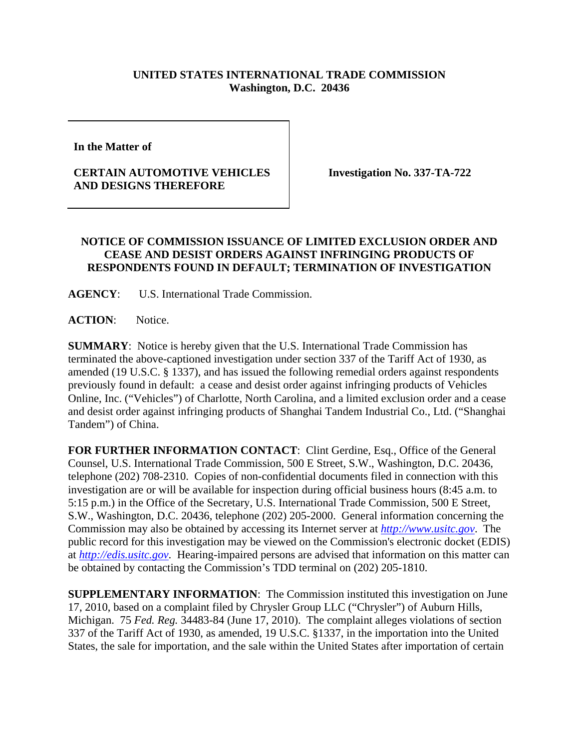**UNITED STATES INTERNATIONAL TRADE COMMISSION**
**Washington, D.C. 20436**

| **In the Matter of**<br><br>**CERTAIN AUTOMOTIVE VEHICLES AND DESIGNS THEREFORE** | **Investigation No. 337-TA-722** |
|---|---|

**NOTICE OF COMMISSION ISSUANCE OF LIMITED EXCLUSION ORDER AND CEASE AND DESIST ORDERS AGAINST INFRINGING PRODUCTS OF RESPONDENTS FOUND IN DEFAULT; TERMINATION OF INVESTIGATION**

**AGENCY**: U.S. International Trade Commission.

**ACTION**: Notice.

**SUMMARY**: Notice is hereby given that the U.S. International Trade Commission has terminated the above-captioned investigation under section 337 of the Tariff Act of 1930, as amended (19 U.S.C. § 1337), and has issued the following remedial orders against respondents previously found in default: a cease and desist order against infringing products of Vehicles Online, Inc. ("Vehicles") of Charlotte, North Carolina, and a limited exclusion order and a cease and desist order against infringing products of Shanghai Tandem Industrial Co., Ltd. ("Shanghai Tandem") of China.

**FOR FURTHER INFORMATION CONTACT**: Clint Gerdine, Esq., Office of the General Counsel, U.S. International Trade Commission, 500 E Street, S.W., Washington, D.C. 20436, telephone (202) 708-2310. Copies of non-confidential documents filed in connection with this investigation are or will be available for inspection during official business hours (8:45 a.m. to 5:15 p.m.) in the Office of the Secretary, U.S. International Trade Commission, 500 E Street, S.W., Washington, D.C. 20436, telephone (202) 205-2000. General information concerning the Commission may also be obtained by accessing its Internet server at *http://www.usitc.gov*. The public record for this investigation may be viewed on the Commission's electronic docket (EDIS) at *http://edis.usitc.gov*. Hearing-impaired persons are advised that information on this matter can be obtained by contacting the Commission's TDD terminal on (202) 205-1810.

**SUPPLEMENTARY INFORMATION**: The Commission instituted this investigation on June 17, 2010, based on a complaint filed by Chrysler Group LLC ("Chrysler") of Auburn Hills, Michigan. 75 *Fed. Reg.* 34483-84 (June 17, 2010). The complaint alleges violations of section 337 of the Tariff Act of 1930, as amended, 19 U.S.C. §1337, in the importation into the United States, the sale for importation, and the sale within the United States after importation of certain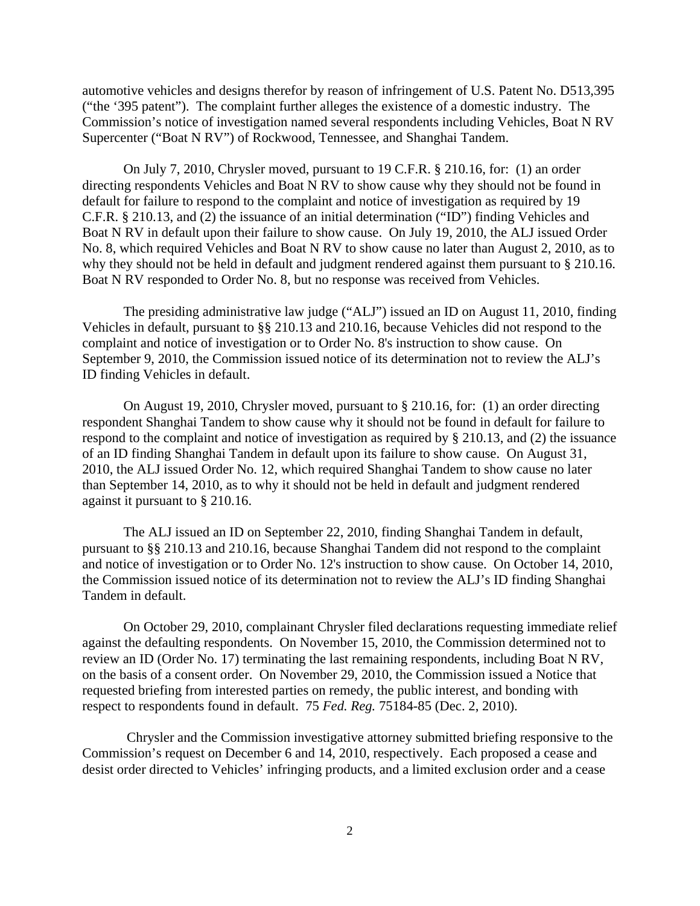automotive vehicles and designs therefor by reason of infringement of U.S. Patent No. D513,395 ("the '395 patent"). The complaint further alleges the existence of a domestic industry. The Commission's notice of investigation named several respondents including Vehicles, Boat N RV Supercenter ("Boat N RV") of Rockwood, Tennessee, and Shanghai Tandem.

On July 7, 2010, Chrysler moved, pursuant to 19 C.F.R. § 210.16, for: (1) an order directing respondents Vehicles and Boat N RV to show cause why they should not be found in default for failure to respond to the complaint and notice of investigation as required by 19 C.F.R. § 210.13, and (2) the issuance of an initial determination ("ID") finding Vehicles and Boat N RV in default upon their failure to show cause. On July 19, 2010, the ALJ issued Order No. 8, which required Vehicles and Boat N RV to show cause no later than August 2, 2010, as to why they should not be held in default and judgment rendered against them pursuant to § 210.16. Boat N RV responded to Order No. 8, but no response was received from Vehicles.

The presiding administrative law judge ("ALJ") issued an ID on August 11, 2010, finding Vehicles in default, pursuant to §§ 210.13 and 210.16, because Vehicles did not respond to the complaint and notice of investigation or to Order No. 8's instruction to show cause. On September 9, 2010, the Commission issued notice of its determination not to review the ALJ's ID finding Vehicles in default.

On August 19, 2010, Chrysler moved, pursuant to § 210.16, for: (1) an order directing respondent Shanghai Tandem to show cause why it should not be found in default for failure to respond to the complaint and notice of investigation as required by § 210.13, and (2) the issuance of an ID finding Shanghai Tandem in default upon its failure to show cause. On August 31, 2010, the ALJ issued Order No. 12, which required Shanghai Tandem to show cause no later than September 14, 2010, as to why it should not be held in default and judgment rendered against it pursuant to § 210.16.

The ALJ issued an ID on September 22, 2010, finding Shanghai Tandem in default, pursuant to §§ 210.13 and 210.16, because Shanghai Tandem did not respond to the complaint and notice of investigation or to Order No. 12's instruction to show cause. On October 14, 2010, the Commission issued notice of its determination not to review the ALJ's ID finding Shanghai Tandem in default.

On October 29, 2010, complainant Chrysler filed declarations requesting immediate relief against the defaulting respondents. On November 15, 2010, the Commission determined not to review an ID (Order No. 17) terminating the last remaining respondents, including Boat N RV, on the basis of a consent order. On November 29, 2010, the Commission issued a Notice that requested briefing from interested parties on remedy, the public interest, and bonding with respect to respondents found in default. 75 *Fed. Reg.* 75184-85 (Dec. 2, 2010).

Chrysler and the Commission investigative attorney submitted briefing responsive to the Commission's request on December 6 and 14, 2010, respectively. Each proposed a cease and desist order directed to Vehicles' infringing products, and a limited exclusion order and a cease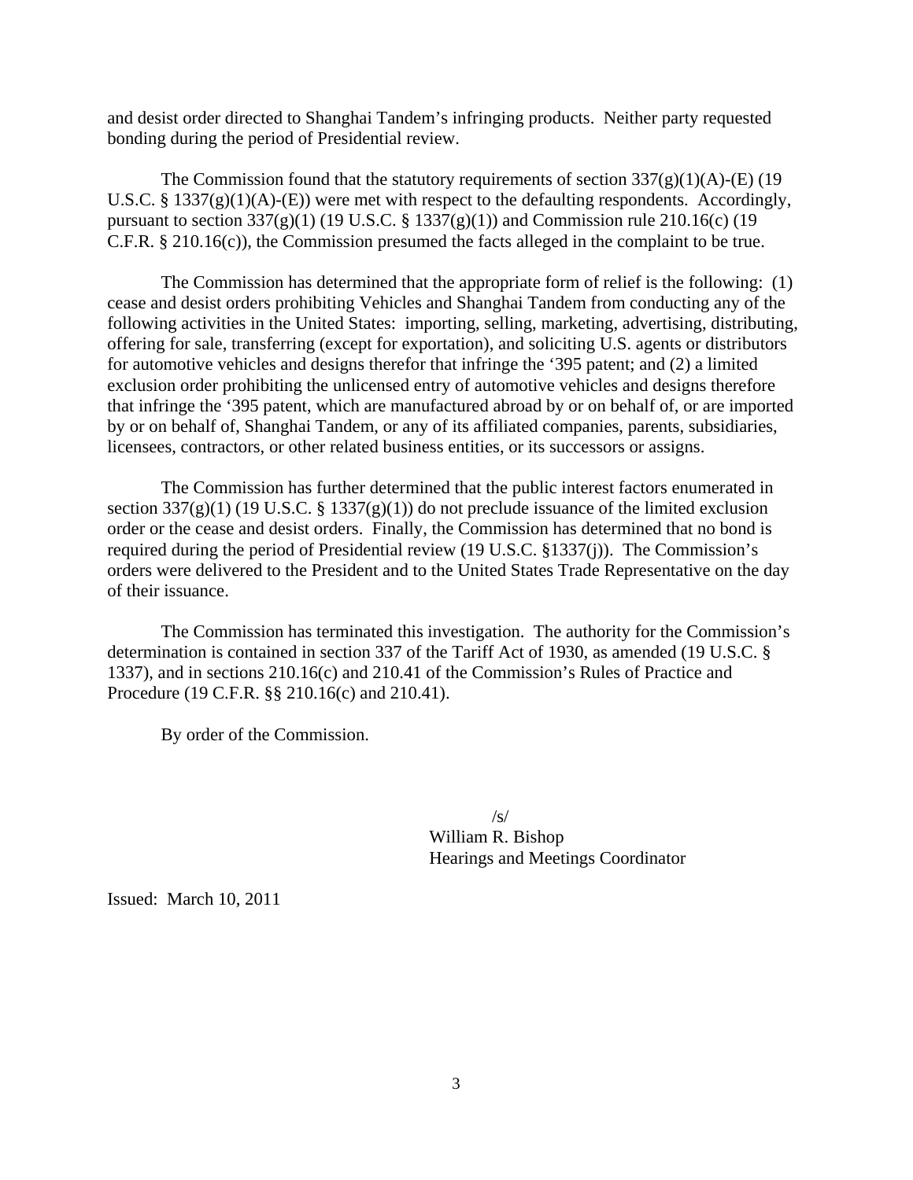and desist order directed to Shanghai Tandem's infringing products. Neither party requested bonding during the period of Presidential review.

The Commission found that the statutory requirements of section 337(g)(1)(A)-(E) (19 U.S.C. § 1337(g)(1)(A)-(E)) were met with respect to the defaulting respondents. Accordingly, pursuant to section 337(g)(1) (19 U.S.C. § 1337(g)(1)) and Commission rule 210.16(c) (19 C.F.R. § 210.16(c)), the Commission presumed the facts alleged in the complaint to be true.

The Commission has determined that the appropriate form of relief is the following: (1) cease and desist orders prohibiting Vehicles and Shanghai Tandem from conducting any of the following activities in the United States: importing, selling, marketing, advertising, distributing, offering for sale, transferring (except for exportation), and soliciting U.S. agents or distributors for automotive vehicles and designs therefor that infringe the '395 patent; and (2) a limited exclusion order prohibiting the unlicensed entry of automotive vehicles and designs therefore that infringe the '395 patent, which are manufactured abroad by or on behalf of, or are imported by or on behalf of, Shanghai Tandem, or any of its affiliated companies, parents, subsidiaries, licensees, contractors, or other related business entities, or its successors or assigns.

The Commission has further determined that the public interest factors enumerated in section 337(g)(1) (19 U.S.C. § 1337(g)(1)) do not preclude issuance of the limited exclusion order or the cease and desist orders. Finally, the Commission has determined that no bond is required during the period of Presidential review (19 U.S.C. §1337(j)). The Commission's orders were delivered to the President and to the United States Trade Representative on the day of their issuance.

The Commission has terminated this investigation. The authority for the Commission's determination is contained in section 337 of the Tariff Act of 1930, as amended (19 U.S.C. § 1337), and in sections 210.16(c) and 210.41 of the Commission's Rules of Practice and Procedure (19 C.F.R. §§ 210.16(c) and 210.41).

By order of the Commission.

/s/
William R. Bishop
Hearings and Meetings Coordinator

Issued: March 10, 2011